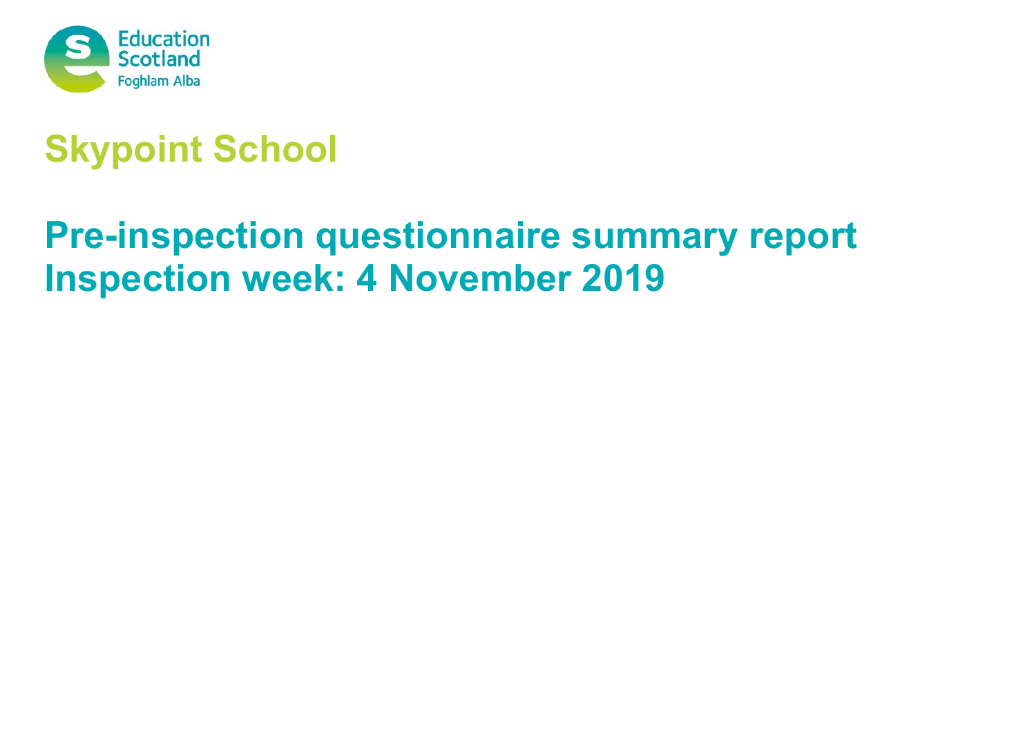Education Scotland
Foghlam Alba

# Skypoint School

## Pre-inspection questionnaire summary report
## Inspection week: 4 November 2019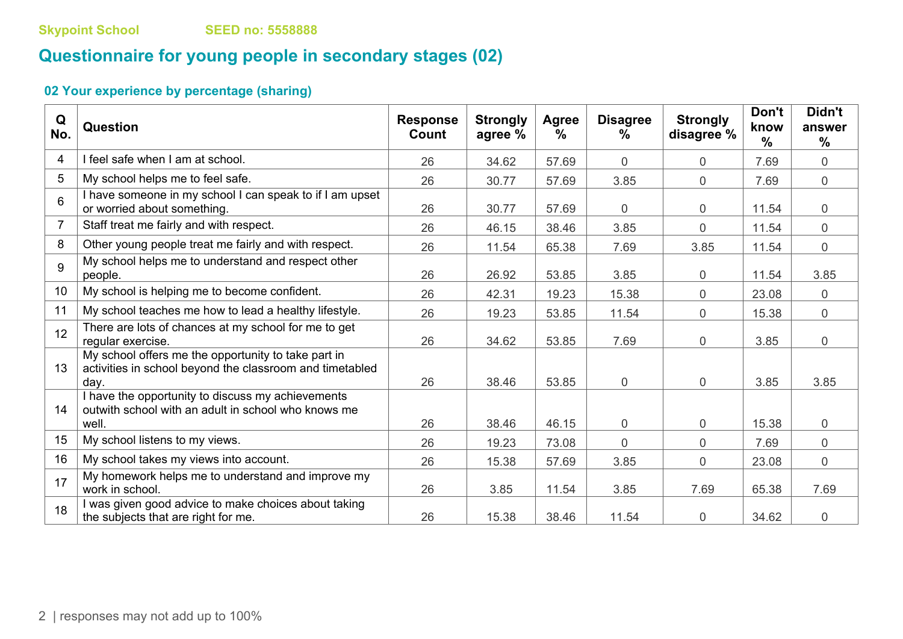Skypoint School SEED no: 5558888

# Questionnaire for young people in secondary stages (02)

## 02 Your experience by percentage (sharing)

| Q No. | Question | Response Count | Strongly agree % | Agree % | Disagree % | Strongly disagree % | Don't know % | Didn't answer % |
|---|---|---|---|---|---|---|---|---|
| 4 | I feel safe when I am at school. | 26 | 34.62 | 57.69 | 0 | 0 | 7.69 | 0 |
| 5 | My school helps me to feel safe. | 26 | 30.77 | 57.69 | 3.85 | 0 | 7.69 | 0 |
| 6 | I have someone in my school I can speak to if I am upset or worried about something. | 26 | 30.77 | 57.69 | 0 | 0 | 11.54 | 0 |
| 7 | Staff treat me fairly and with respect. | 26 | 46.15 | 38.46 | 3.85 | 0 | 11.54 | 0 |
| 8 | Other young people treat me fairly and with respect. | 26 | 11.54 | 65.38 | 7.69 | 3.85 | 11.54 | 0 |
| 9 | My school helps me to understand and respect other people. | 26 | 26.92 | 53.85 | 3.85 | 0 | 11.54 | 3.85 |
| 10 | My school is helping me to become confident. | 26 | 42.31 | 19.23 | 15.38 | 0 | 23.08 | 0 |
| 11 | My school teaches me how to lead a healthy lifestyle. | 26 | 19.23 | 53.85 | 11.54 | 0 | 15.38 | 0 |
| 12 | There are lots of chances at my school for me to get regular exercise. | 26 | 34.62 | 53.85 | 7.69 | 0 | 3.85 | 0 |
| 13 | My school offers me the opportunity to take part in activities in school beyond the classroom and timetabled day. | 26 | 38.46 | 53.85 | 0 | 0 | 3.85 | 3.85 |
| 14 | I have the opportunity to discuss my achievements outwith school with an adult in school who knows me well. | 26 | 38.46 | 46.15 | 0 | 0 | 15.38 | 0 |
| 15 | My school listens to my views. | 26 | 19.23 | 73.08 | 0 | 0 | 7.69 | 0 |
| 16 | My school takes my views into account. | 26 | 15.38 | 57.69 | 3.85 | 0 | 23.08 | 0 |
| 17 | My homework helps me to understand and improve my work in school. | 26 | 3.85 | 11.54 | 3.85 | 7.69 | 65.38 | 7.69 |
| 18 | I was given good advice to make choices about taking the subjects that are right for me. | 26 | 15.38 | 38.46 | 11.54 | 0 | 34.62 | 0 |

responses may not add up to 100%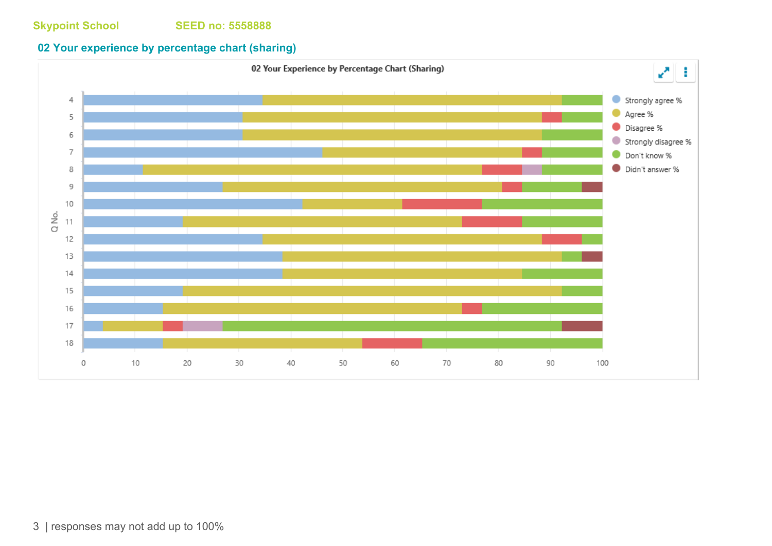Skypoint School SEED no: 5558888

## 02 Your experience by percentage chart (sharing)

02 Your Experience by Percentage Chart (Sharing)

responses may not add up to 100%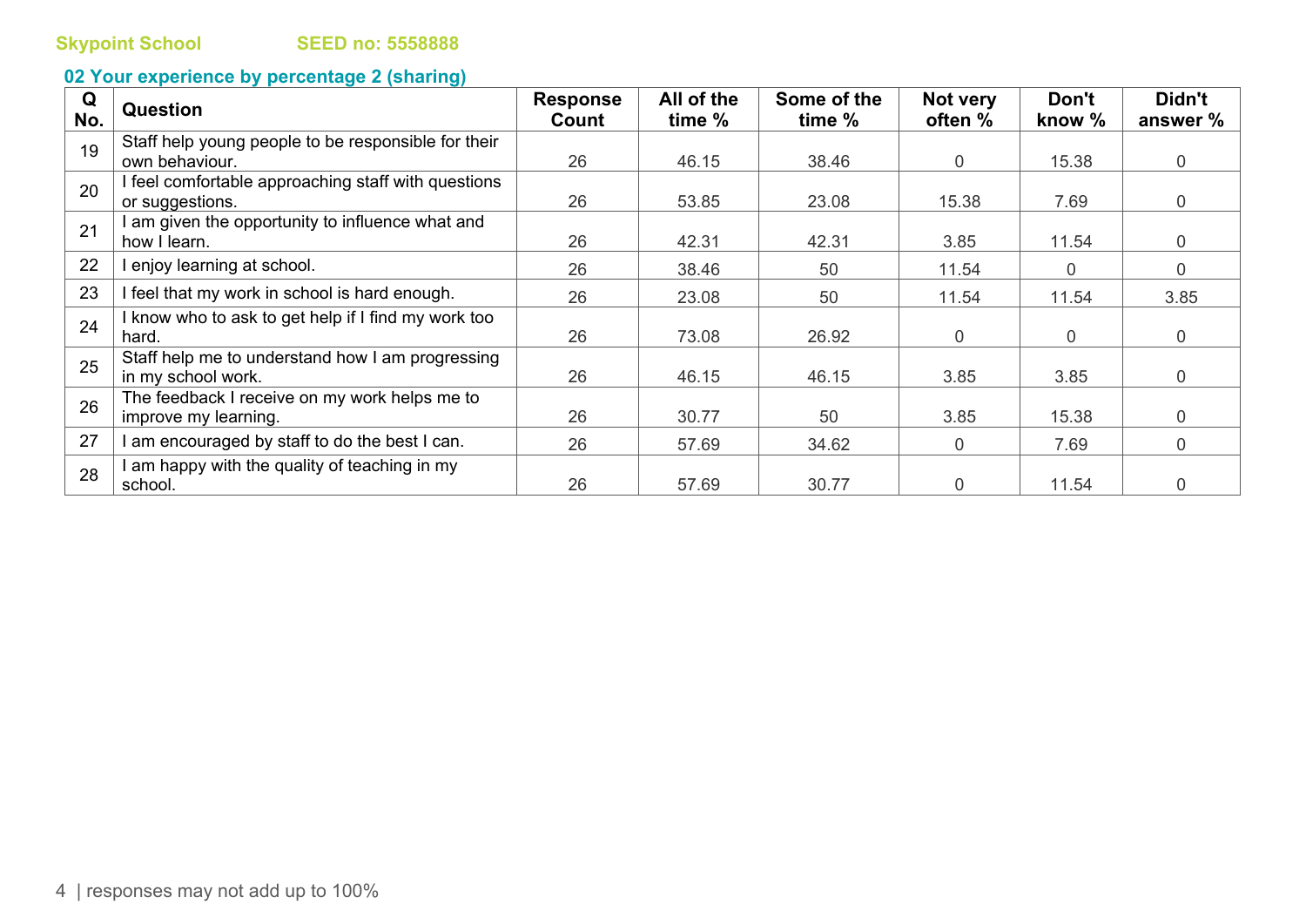Skypoint School SEED no: 5558888

## 02 Your experience by percentage 2 (sharing)

| Q No. | Question | Response Count | All of the time % | Some of the time % | Not very often % | Don't know % | Didn't answer % |
|---|---|---|---|---|---|---|---|
| 19 | Staff help young people to be responsible for their own behaviour. | 26 | 46.15 | 38.46 | 0 | 15.38 | 0 |
| 20 | I feel comfortable approaching staff with questions or suggestions. | 26 | 53.85 | 23.08 | 15.38 | 7.69 | 0 |
| 21 | I am given the opportunity to influence what and how I learn. | 26 | 42.31 | 42.31 | 3.85 | 11.54 | 0 |
| 22 | I enjoy learning at school. | 26 | 38.46 | 50 | 11.54 | 0 | 0 |
| 23 | I feel that my work in school is hard enough. | 26 | 23.08 | 50 | 11.54 | 11.54 | 3.85 |
| 24 | I know who to ask to get help if I find my work too hard. | 26 | 73.08 | 26.92 | 0 | 0 | 0 |
| 25 | Staff help me to understand how I am progressing in my school work. | 26 | 46.15 | 46.15 | 3.85 | 3.85 | 0 |
| 26 | The feedback I receive on my work helps me to improve my learning. | 26 | 30.77 | 50 | 3.85 | 15.38 | 0 |
| 27 | I am encouraged by staff to do the best I can. | 26 | 57.69 | 34.62 | 0 | 7.69 | 0 |
| 28 | I am happy with the quality of teaching in my school. | 26 | 57.69 | 30.77 | 0 | 11.54 | 0 |

responses may not add up to 100%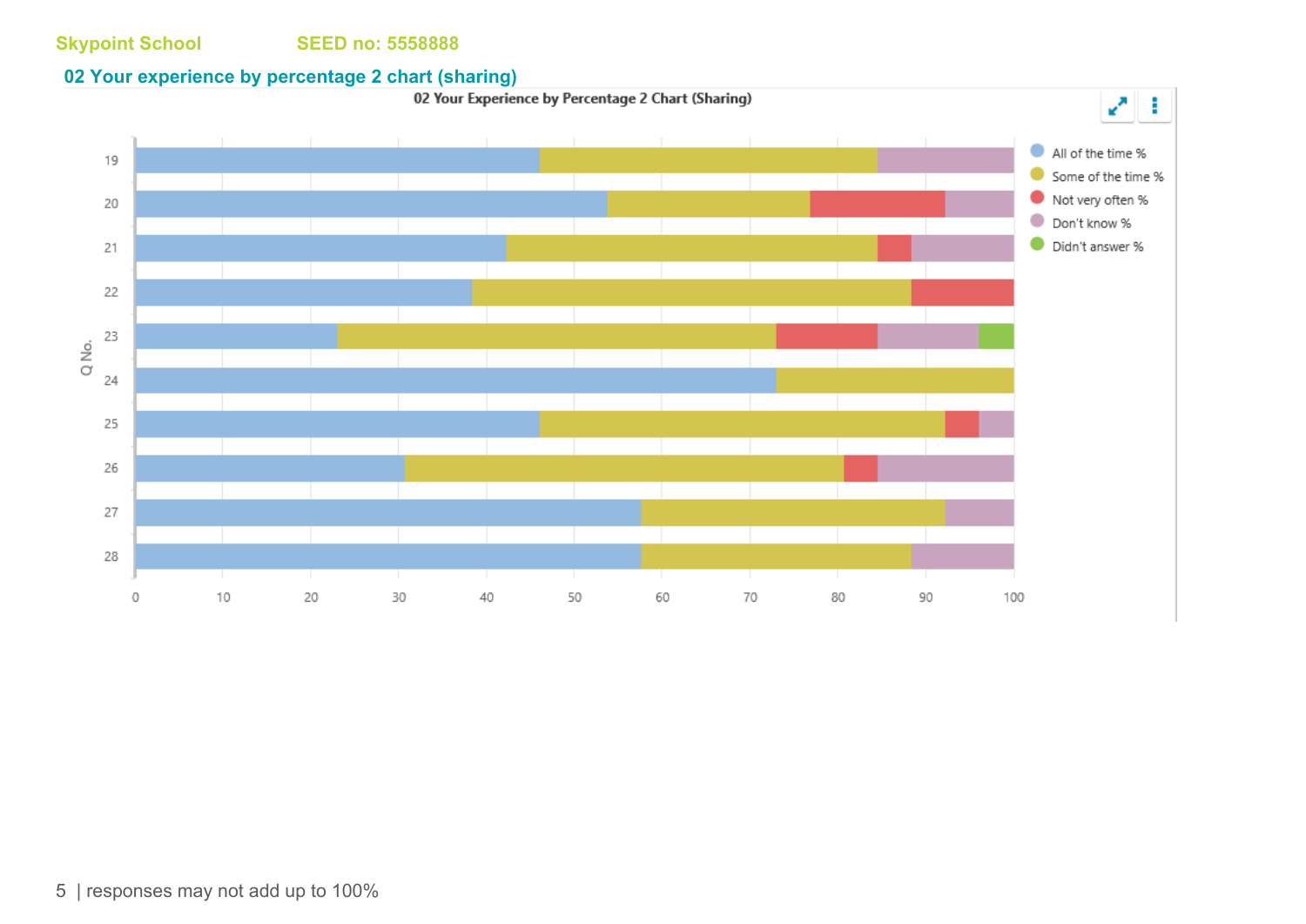Skypoint School SEED no: 5558888

## 02 Your experience by percentage 2 chart (sharing)

02 Your Experience by Percentage 2 Chart (Sharing)

responses may not add up to 100%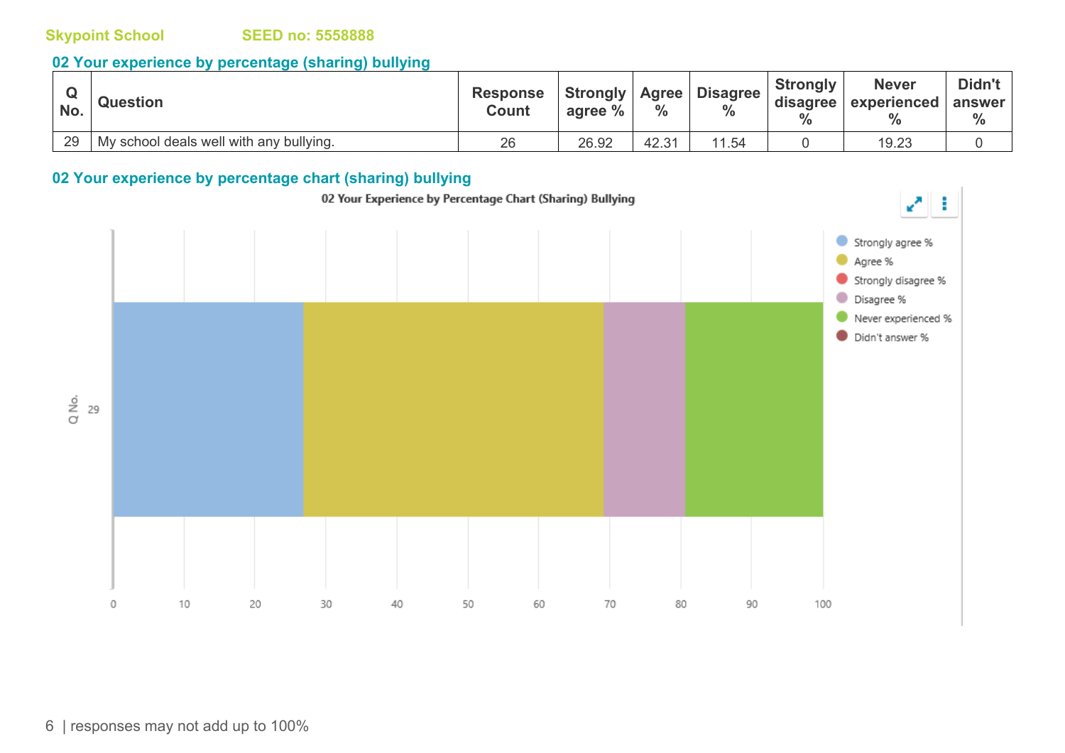**Skypoint School** **SEED no: 5558888**

## 02 Your experience by percentage (sharing) bullying

| Q No. | Question | Response Count | Strongly agree % | Agree % | Disagree % | Strongly disagree % | Never experienced % | Didn't answer % |
|---|---|---|---|---|---|---|---|---|
| 29 | My school deals well with any bullying. | 26 | 26.92 | 42.31 | 11.54 | 0 | 19.23 | 0 |

## 02 Your experience by percentage chart (sharing) bullying

02 Your Experience by Percentage Chart (Sharing) Bullying

responses may not add up to 100%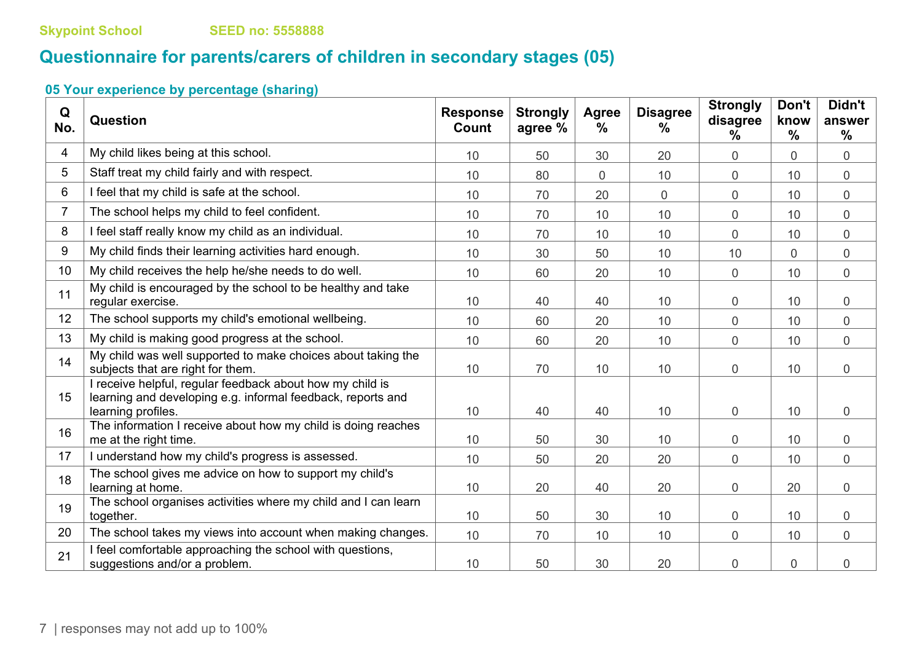Skypoint School SEED no: 5558888

# Questionnaire for parents/carers of children in secondary stages (05)

### 05 Your experience by percentage (sharing)

| Q No. | Question | Response Count | Strongly agree % | Agree % | Disagree % | Strongly disagree % | Don't know % | Didn't answer % |
|---|---|---|---|---|---|---|---|---|
| 4 | My child likes being at this school. | 10 | 50 | 30 | 20 | 0 | 0 | 0 |
| 5 | Staff treat my child fairly and with respect. | 10 | 80 | 0 | 10 | 0 | 10 | 0 |
| 6 | I feel that my child is safe at the school. | 10 | 70 | 20 | 0 | 0 | 10 | 0 |
| 7 | The school helps my child to feel confident. | 10 | 70 | 10 | 10 | 0 | 10 | 0 |
| 8 | I feel staff really know my child as an individual. | 10 | 70 | 10 | 10 | 0 | 10 | 0 |
| 9 | My child finds their learning activities hard enough. | 10 | 30 | 50 | 10 | 10 | 0 | 0 |
| 10 | My child receives the help he/she needs to do well. | 10 | 60 | 20 | 10 | 0 | 10 | 0 |
| 11 | My child is encouraged by the school to be healthy and take regular exercise. | 10 | 40 | 40 | 10 | 0 | 10 | 0 |
| 12 | The school supports my child's emotional wellbeing. | 10 | 60 | 20 | 10 | 0 | 10 | 0 |
| 13 | My child is making good progress at the school. | 10 | 60 | 20 | 10 | 0 | 10 | 0 |
| 14 | My child was well supported to make choices about taking the subjects that are right for them. | 10 | 70 | 10 | 10 | 0 | 10 | 0 |
| 15 | I receive helpful, regular feedback about how my child is learning and developing e.g. informal feedback, reports and learning profiles. | 10 | 40 | 40 | 10 | 0 | 10 | 0 |
| 16 | The information I receive about how my child is doing reaches me at the right time. | 10 | 50 | 30 | 10 | 0 | 10 | 0 |
| 17 | I understand how my child's progress is assessed. | 10 | 50 | 20 | 20 | 0 | 10 | 0 |
| 18 | The school gives me advice on how to support my child's learning at home. | 10 | 20 | 40 | 20 | 0 | 20 | 0 |
| 19 | The school organises activities where my child and I can learn together. | 10 | 50 | 30 | 10 | 0 | 10 | 0 |
| 20 | The school takes my views into account when making changes. | 10 | 70 | 10 | 10 | 0 | 10 | 0 |
| 21 | I feel comfortable approaching the school with questions, suggestions and/or a problem. | 10 | 50 | 30 | 20 | 0 | 0 | 0 |

responses may not add up to 100%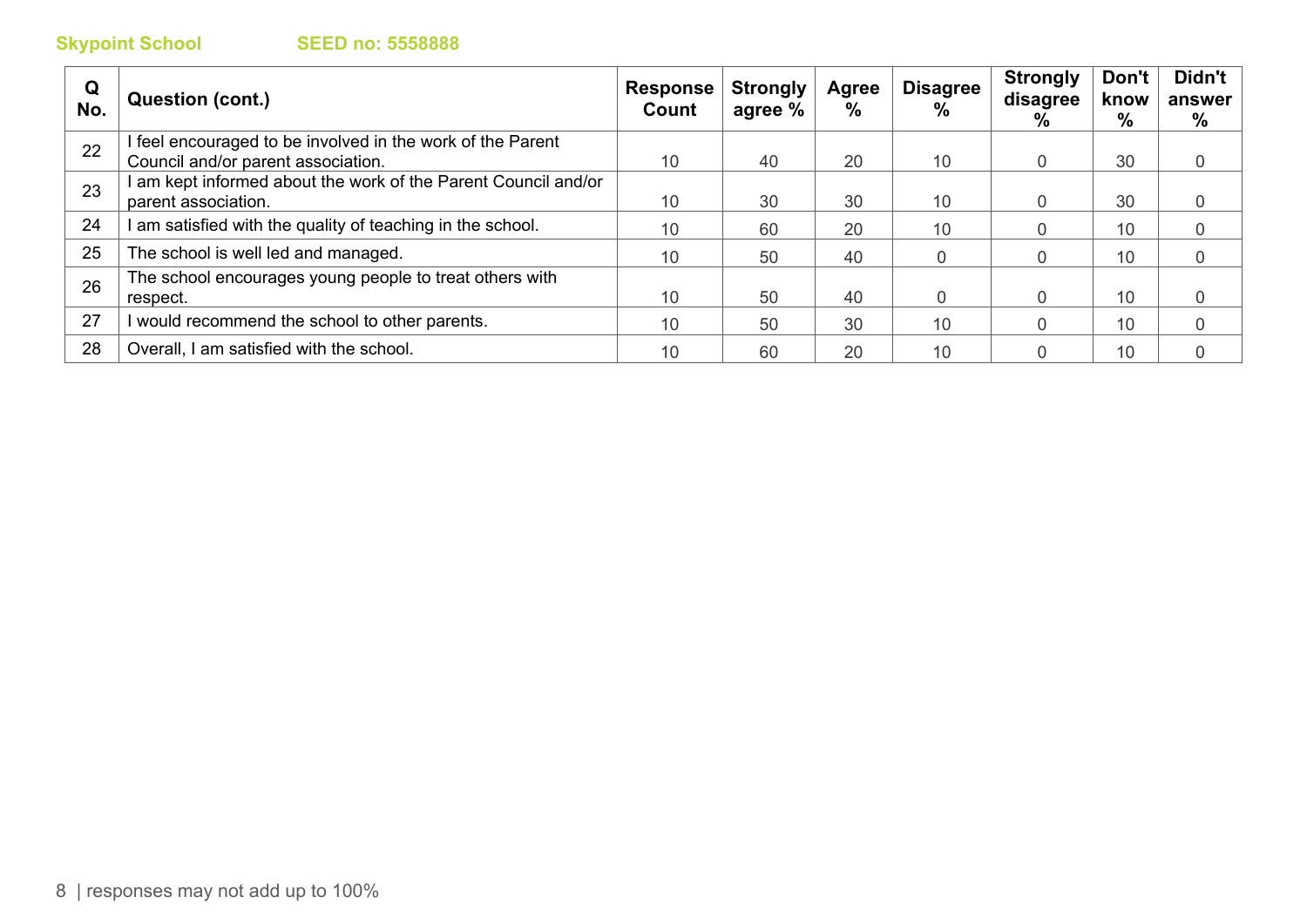**Skypoint School** **SEED no: 5558888**

| Q No. | Question (cont.) | Response Count | Strongly agree % | Agree % | Disagree % | Strongly disagree % | Don't know % | Didn't answer % |
|---|---|---|---|---|---|---|---|---|
| 22 | I feel encouraged to be involved in the work of the Parent Council and/or parent association. | 10 | 40 | 20 | 10 | 0 | 30 | 0 |
| 23 | I am kept informed about the work of the Parent Council and/or parent association. | 10 | 30 | 30 | 10 | 0 | 30 | 0 |
| 24 | I am satisfied with the quality of teaching in the school. | 10 | 60 | 20 | 10 | 0 | 10 | 0 |
| 25 | The school is well led and managed. | 10 | 50 | 40 | 0 | 0 | 10 | 0 |
| 26 | The school encourages young people to treat others with respect. | 10 | 50 | 40 | 0 | 0 | 10 | 0 |
| 27 | I would recommend the school to other parents. | 10 | 50 | 30 | 10 | 0 | 10 | 0 |
| 28 | Overall, I am satisfied with the school. | 10 | 60 | 20 | 10 | 0 | 10 | 0 |

responses may not add up to 100%